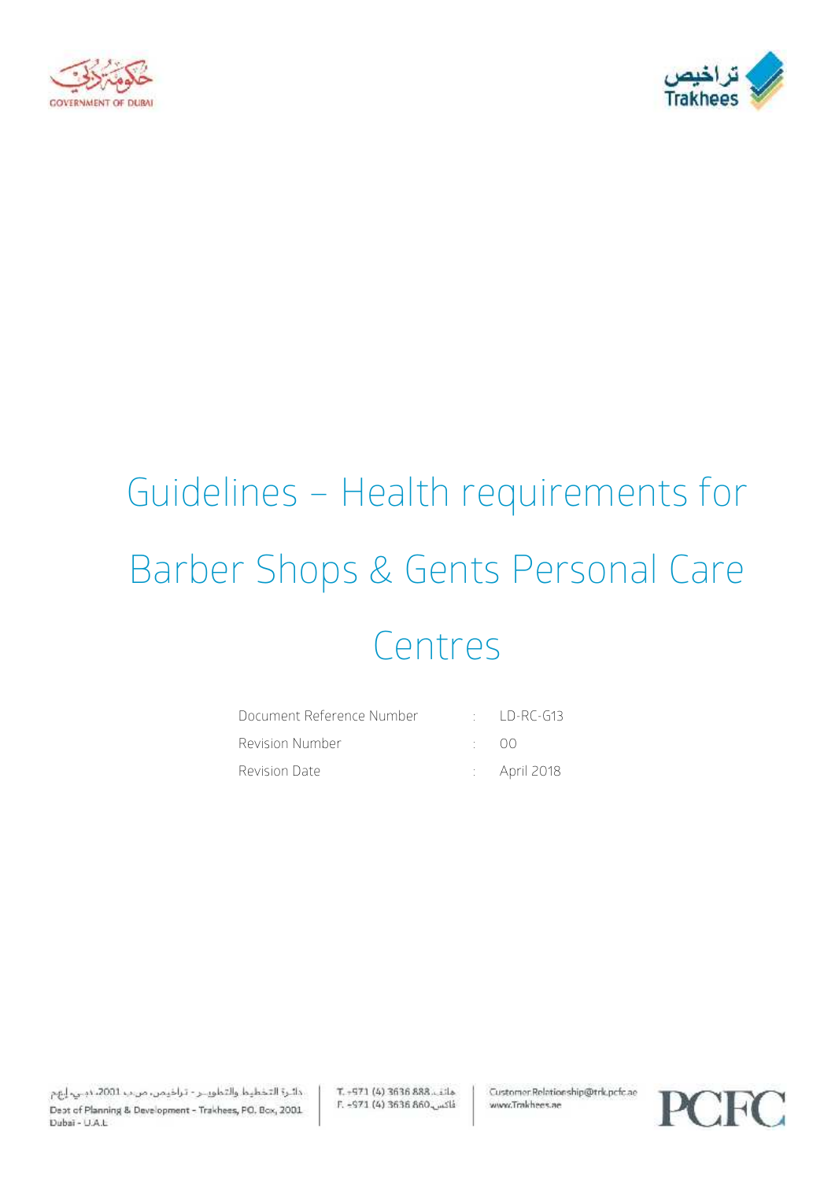# Guidelines – Health requirements for Barber Shops & Gents Personal Care Centres

| | | |
|---|---|---|
| Document Reference Number | : | LD-RC-G13 |
| Revision Number | : | 00 |
| Revision Date | : | April 2018 |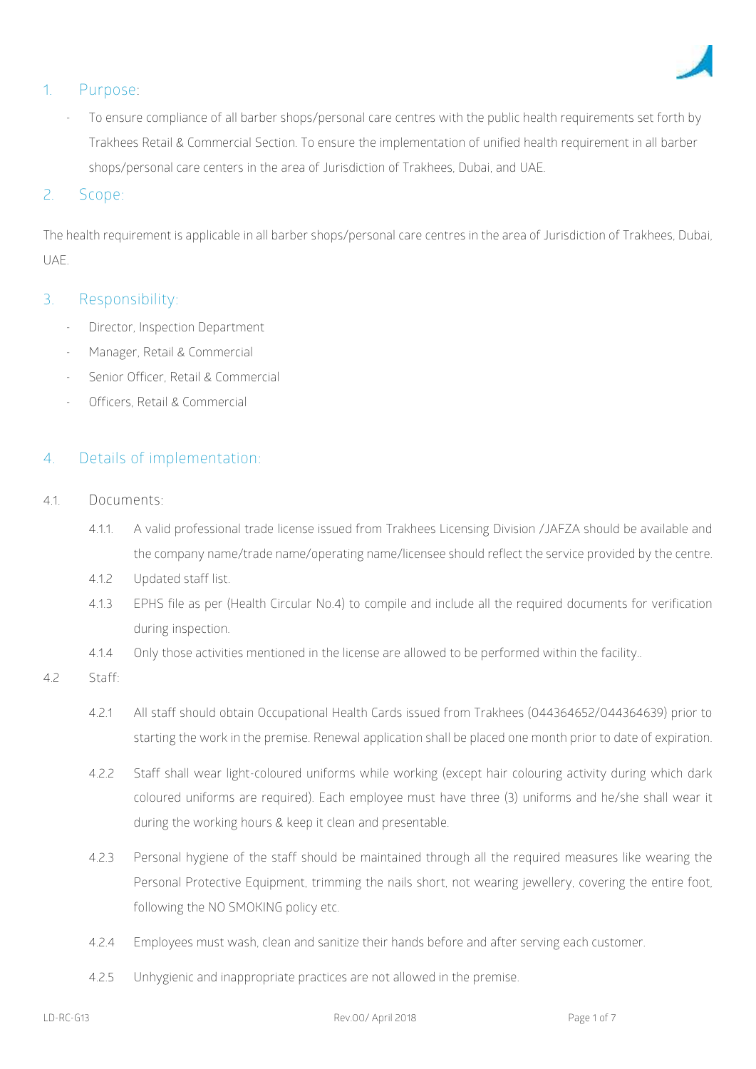## 1. Purpose:

- To ensure compliance of all barber shops/personal care centres with the public health requirements set forth by Trakhees Retail & Commercial Section. To ensure the implementation of unified health requirement in all barber shops/personal care centers in the area of Jurisdiction of Trakhees, Dubai, and UAE.

## 2. Scope:

The health requirement is applicable in all barber shops/personal care centres in the area of Jurisdiction of Trakhees, Dubai, UAE.

## 3. Responsibility:

- Director, Inspection Department
- Manager, Retail & Commercial
- Senior Officer, Retail & Commercial
- Officers, Retail & Commercial

## 4. Details of implementation:

### 4.1. Documents:

4.1.1. A valid professional trade license issued from Trakhees Licensing Division /JAFZA should be available and the company name/trade name/operating name/licensee should reflect the service provided by the centre.

4.1.2 Updated staff list.

4.1.3 EPHS file as per (Health Circular No.4) to compile and include all the required documents for verification during inspection.

4.1.4 Only those activities mentioned in the license are allowed to be performed within the facility..

### 4.2 Staff:

4.2.1 All staff should obtain Occupational Health Cards issued from Trakhees (044364652/044364639) prior to starting the work in the premise. Renewal application shall be placed one month prior to date of expiration.

4.2.2 Staff shall wear light-coloured uniforms while working (except hair colouring activity during which dark coloured uniforms are required). Each employee must have three (3) uniforms and he/she shall wear it during the working hours & keep it clean and presentable.

4.2.3 Personal hygiene of the staff should be maintained through all the required measures like wearing the Personal Protective Equipment, trimming the nails short, not wearing jewellery, covering the entire foot, following the NO SMOKING policy etc.

4.2.4 Employees must wash, clean and sanitize their hands before and after serving each customer.

4.2.5 Unhygienic and inappropriate practices are not allowed in the premise.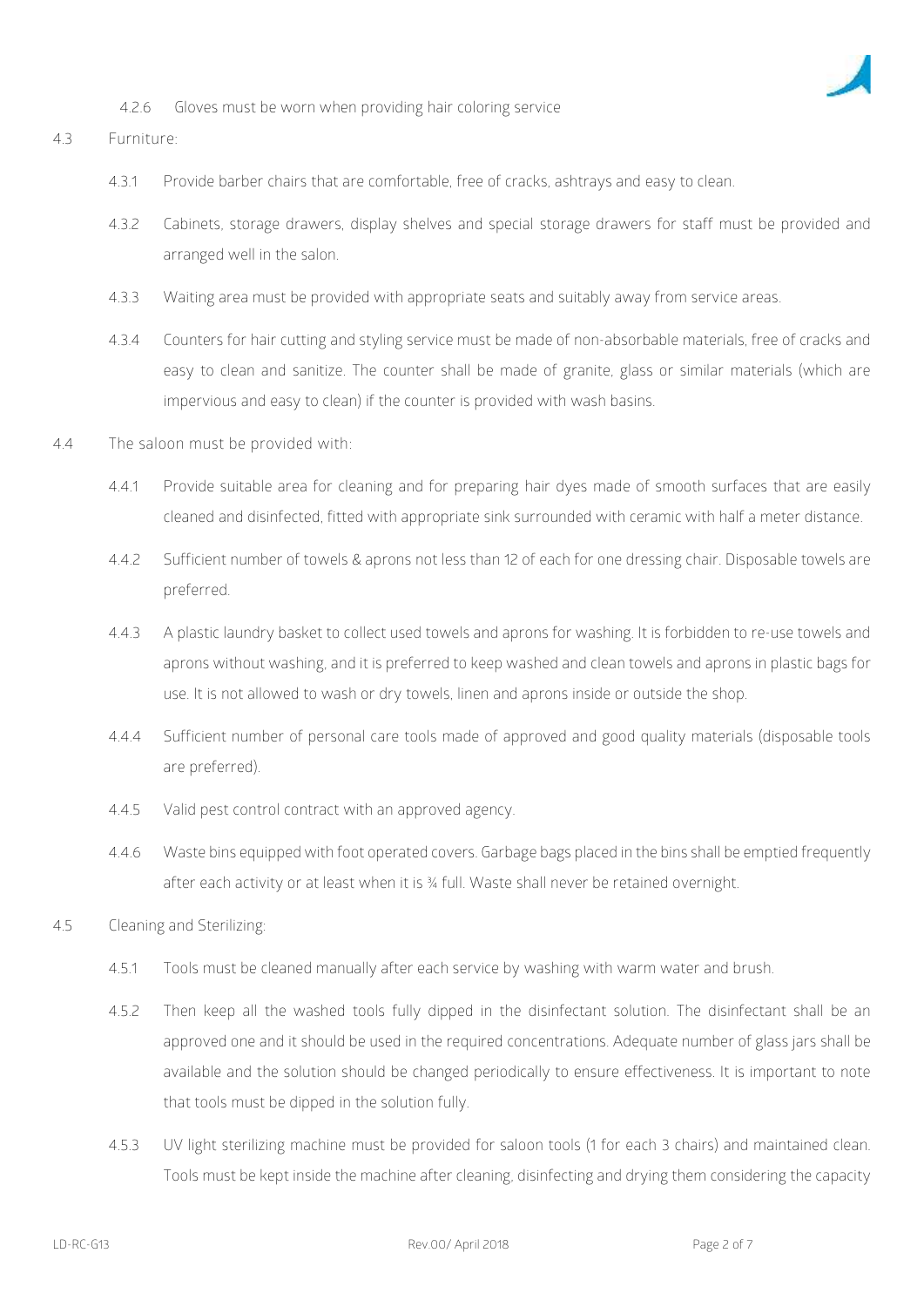4.2.6 Gloves must be worn when providing hair coloring service

4.3 Furniture:

4.3.1 Provide barber chairs that are comfortable, free of cracks, ashtrays and easy to clean.

4.3.2 Cabinets, storage drawers, display shelves and special storage drawers for staff must be provided and arranged well in the salon.

4.3.3 Waiting area must be provided with appropriate seats and suitably away from service areas.

4.3.4 Counters for hair cutting and styling service must be made of non-absorbable materials, free of cracks and easy to clean and sanitize. The counter shall be made of granite, glass or similar materials (which are impervious and easy to clean) if the counter is provided with wash basins.

4.4 The saloon must be provided with:

4.4.1 Provide suitable area for cleaning and for preparing hair dyes made of smooth surfaces that are easily cleaned and disinfected, fitted with appropriate sink surrounded with ceramic with half a meter distance.

4.4.2 Sufficient number of towels & aprons not less than 12 of each for one dressing chair. Disposable towels are preferred.

4.4.3 A plastic laundry basket to collect used towels and aprons for washing. It is forbidden to re-use towels and aprons without washing, and it is preferred to keep washed and clean towels and aprons in plastic bags for use. It is not allowed to wash or dry towels, linen and aprons inside or outside the shop.

4.4.4 Sufficient number of personal care tools made of approved and good quality materials (disposable tools are preferred).

4.4.5 Valid pest control contract with an approved agency.

4.4.6 Waste bins equipped with foot operated covers. Garbage bags placed in the bins shall be emptied frequently after each activity or at least when it is ¾ full. Waste shall never be retained overnight.

4.5 Cleaning and Sterilizing:

4.5.1 Tools must be cleaned manually after each service by washing with warm water and brush.

4.5.2 Then keep all the washed tools fully dipped in the disinfectant solution. The disinfectant shall be an approved one and it should be used in the required concentrations. Adequate number of glass jars shall be available and the solution should be changed periodically to ensure effectiveness. It is important to note that tools must be dipped in the solution fully.

4.5.3 UV light sterilizing machine must be provided for saloon tools (1 for each 3 chairs) and maintained clean. Tools must be kept inside the machine after cleaning, disinfecting and drying them considering the capacity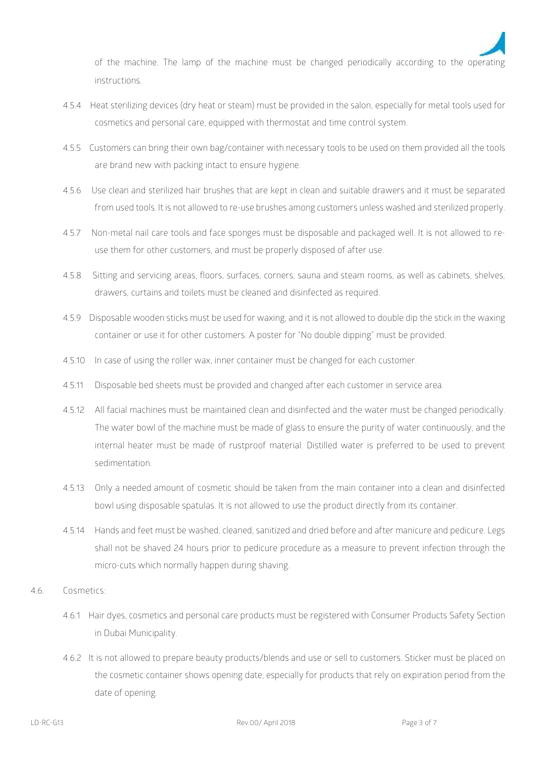of the machine. The lamp of the machine must be changed periodically according to the operating instructions.

4.5.4 Heat sterilizing devices (dry heat or steam) must be provided in the salon, especially for metal tools used for cosmetics and personal care, equipped with thermostat and time control system.

4.5.5 Customers can bring their own bag/container with necessary tools to be used on them provided all the tools are brand new with packing intact to ensure hygiene.

4.5.6 Use clean and sterilized hair brushes that are kept in clean and suitable drawers and it must be separated from used tools. It is not allowed to re-use brushes among customers unless washed and sterilized properly.

4.5.7 Non-metal nail care tools and face sponges must be disposable and packaged well. It is not allowed to re-use them for other customers, and must be properly disposed of after use.

4.5.8 Sitting and servicing areas, floors, surfaces, corners, sauna and steam rooms, as well as cabinets, shelves, drawers, curtains and toilets must be cleaned and disinfected as required.

4.5.9 Disposable wooden sticks must be used for waxing, and it is not allowed to double dip the stick in the waxing container or use it for other customers. A poster for "No double dipping" must be provided.

4.5.10 In case of using the roller wax, inner container must be changed for each customer.

4.5.11 Disposable bed sheets must be provided and changed after each customer in service area.

4.5.12 All facial machines must be maintained clean and disinfected and the water must be changed periodically. The water bowl of the machine must be made of glass to ensure the purity of water continuously, and the internal heater must be made of rustproof material. Distilled water is preferred to be used to prevent sedimentation.

4.5.13 Only a needed amount of cosmetic should be taken from the main container into a clean and disinfected bowl using disposable spatulas. It is not allowed to use the product directly from its container.

4.5.14 Hands and feet must be washed, cleaned, sanitized and dried before and after manicure and pedicure. Legs shall not be shaved 24 hours prior to pedicure procedure as a measure to prevent infection through the micro-cuts which normally happen during shaving.

4.6. Cosmetics:

4.6.1 Hair dyes, cosmetics and personal care products must be registered with Consumer Products Safety Section in Dubai Municipality.

4.6.2 It is not allowed to prepare beauty products/blends and use or sell to customers. Sticker must be placed on the cosmetic container shows opening date, especially for products that rely on expiration period from the date of opening.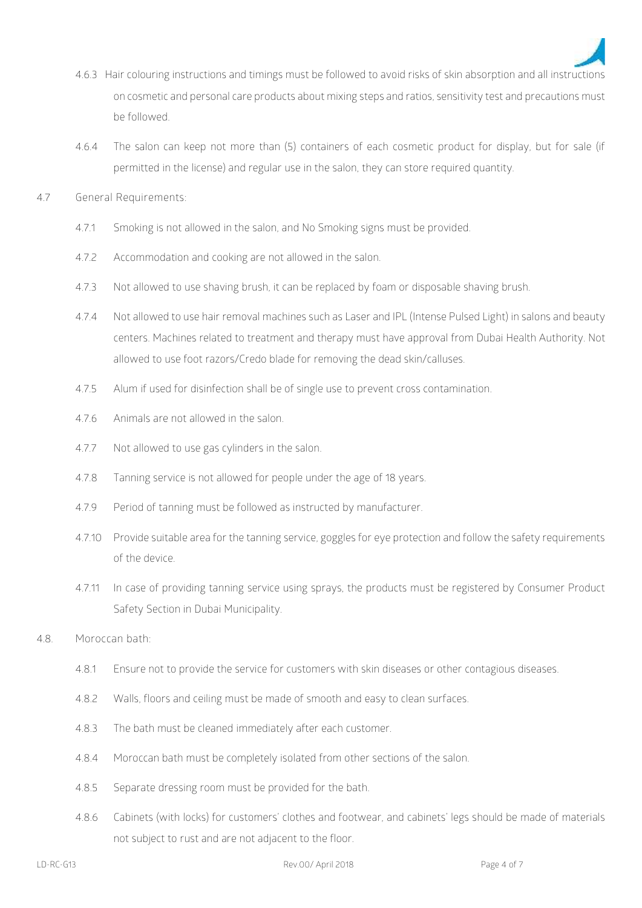4.6.3 Hair colouring instructions and timings must be followed to avoid risks of skin absorption and all instructions on cosmetic and personal care products about mixing steps and ratios, sensitivity test and precautions must be followed.

4.6.4 The salon can keep not more than (5) containers of each cosmetic product for display, but for sale (if permitted in the license) and regular use in the salon, they can store required quantity.

4.7 General Requirements:

4.7.1 Smoking is not allowed in the salon, and No Smoking signs must be provided.

4.7.2 Accommodation and cooking are not allowed in the salon.

4.7.3 Not allowed to use shaving brush, it can be replaced by foam or disposable shaving brush.

4.7.4 Not allowed to use hair removal machines such as Laser and IPL (Intense Pulsed Light) in salons and beauty centers. Machines related to treatment and therapy must have approval from Dubai Health Authority. Not allowed to use foot razors/Credo blade for removing the dead skin/calluses.

4.7.5 Alum if used for disinfection shall be of single use to prevent cross contamination.

4.7.6 Animals are not allowed in the salon.

4.7.7 Not allowed to use gas cylinders in the salon.

4.7.8 Tanning service is not allowed for people under the age of 18 years.

4.7.9 Period of tanning must be followed as instructed by manufacturer.

4.7.10 Provide suitable area for the tanning service, goggles for eye protection and follow the safety requirements of the device.

4.7.11 In case of providing tanning service using sprays, the products must be registered by Consumer Product Safety Section in Dubai Municipality.

4.8. Moroccan bath:

4.8.1 Ensure not to provide the service for customers with skin diseases or other contagious diseases.

4.8.2 Walls, floors and ceiling must be made of smooth and easy to clean surfaces.

4.8.3 The bath must be cleaned immediately after each customer.

4.8.4 Moroccan bath must be completely isolated from other sections of the salon.

4.8.5 Separate dressing room must be provided for the bath.

4.8.6 Cabinets (with locks) for customers' clothes and footwear, and cabinets' legs should be made of materials not subject to rust and are not adjacent to the floor.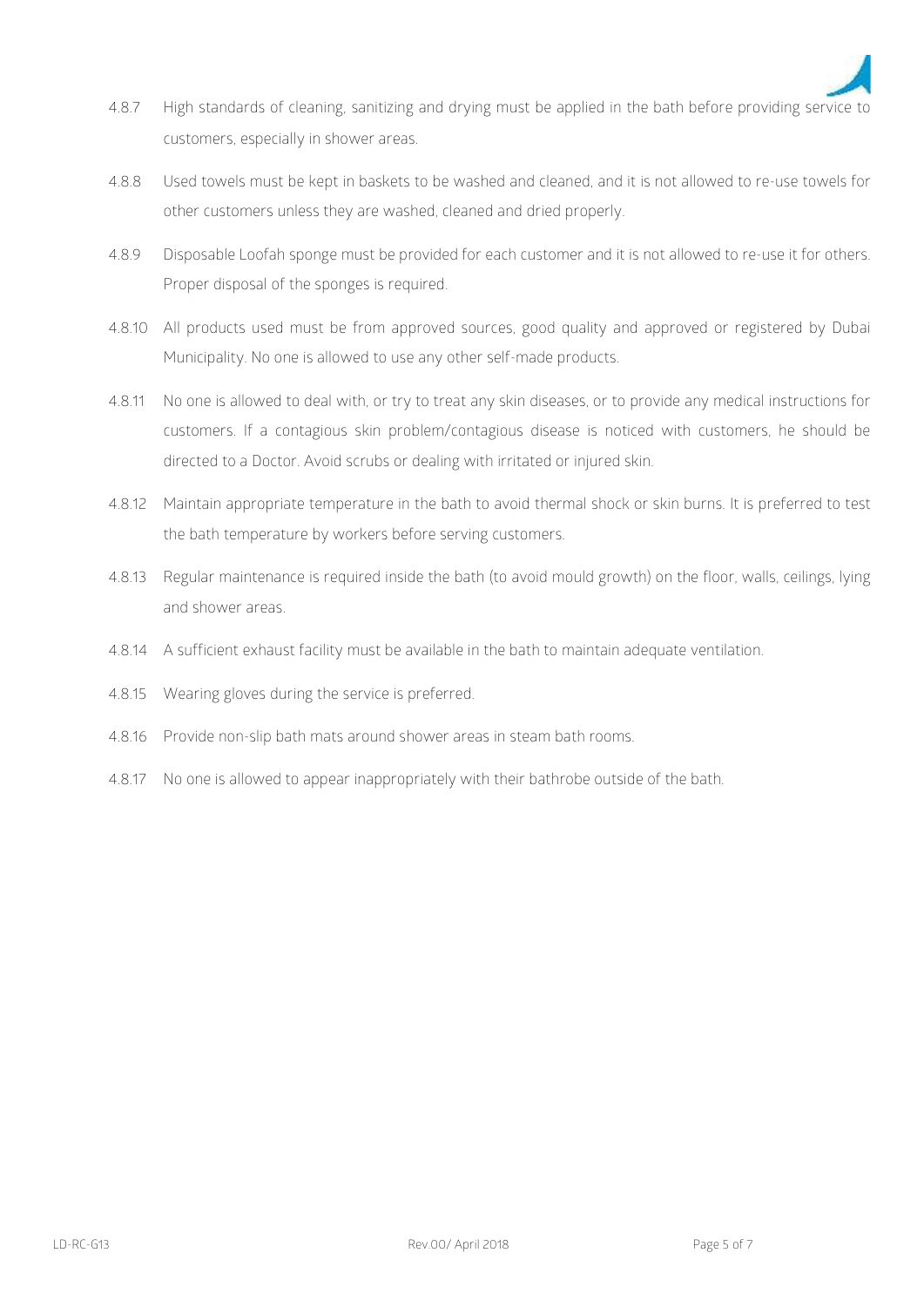4.8.7 High standards of cleaning, sanitizing and drying must be applied in the bath before providing service to customers, especially in shower areas.

4.8.8 Used towels must be kept in baskets to be washed and cleaned, and it is not allowed to re-use towels for other customers unless they are washed, cleaned and dried properly.

4.8.9 Disposable Loofah sponge must be provided for each customer and it is not allowed to re-use it for others. Proper disposal of the sponges is required.

4.8.10 All products used must be from approved sources, good quality and approved or registered by Dubai Municipality. No one is allowed to use any other self-made products.

4.8.11 No one is allowed to deal with, or try to treat any skin diseases, or to provide any medical instructions for customers. If a contagious skin problem/contagious disease is noticed with customers, he should be directed to a Doctor. Avoid scrubs or dealing with irritated or injured skin.

4.8.12 Maintain appropriate temperature in the bath to avoid thermal shock or skin burns. It is preferred to test the bath temperature by workers before serving customers.

4.8.13 Regular maintenance is required inside the bath (to avoid mould growth) on the floor, walls, ceilings, lying and shower areas.

4.8.14 A sufficient exhaust facility must be available in the bath to maintain adequate ventilation.

4.8.15 Wearing gloves during the service is preferred.

4.8.16 Provide non-slip bath mats around shower areas in steam bath rooms.

4.8.17 No one is allowed to appear inappropriately with their bathrobe outside of the bath.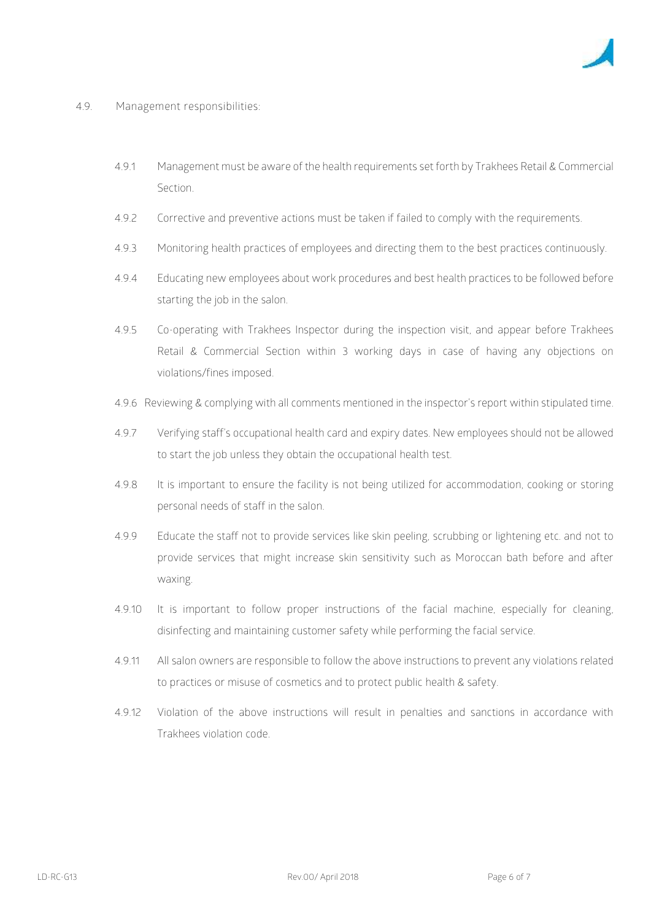## 4.9. Management responsibilities:

4.9.1 Management must be aware of the health requirements set forth by Trakhees Retail & Commercial Section.

4.9.2 Corrective and preventive actions must be taken if failed to comply with the requirements.

4.9.3 Monitoring health practices of employees and directing them to the best practices continuously.

4.9.4 Educating new employees about work procedures and best health practices to be followed before starting the job in the salon.

4.9.5 Co-operating with Trakhees Inspector during the inspection visit, and appear before Trakhees Retail & Commercial Section within 3 working days in case of having any objections on violations/fines imposed.

4.9.6 Reviewing & complying with all comments mentioned in the inspector's report within stipulated time.

4.9.7 Verifying staff's occupational health card and expiry dates. New employees should not be allowed to start the job unless they obtain the occupational health test.

4.9.8 It is important to ensure the facility is not being utilized for accommodation, cooking or storing personal needs of staff in the salon.

4.9.9 Educate the staff not to provide services like skin peeling, scrubbing or lightening etc. and not to provide services that might increase skin sensitivity such as Moroccan bath before and after waxing.

4.9.10 It is important to follow proper instructions of the facial machine, especially for cleaning, disinfecting and maintaining customer safety while performing the facial service.

4.9.11 All salon owners are responsible to follow the above instructions to prevent any violations related to practices or misuse of cosmetics and to protect public health & safety.

4.9.12 Violation of the above instructions will result in penalties and sanctions in accordance with Trakhees violation code.